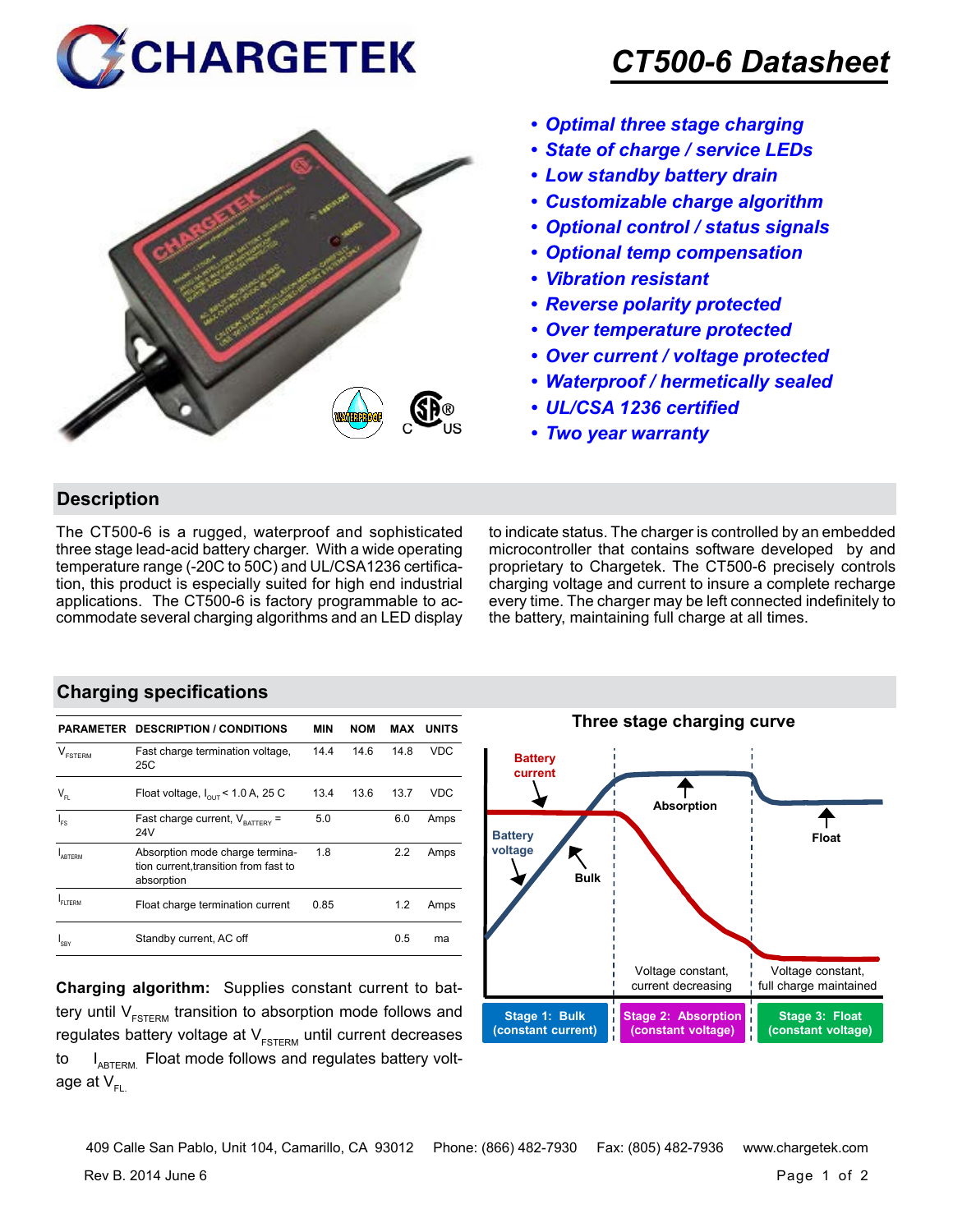# CHARGETEK

## CT500-6 Datasheet

- *Optimal three stage charging*
- *State of charge / service LEDs*
- *Low standby battery drain*
- *Customizable charge algorithm*
- *Optional control / status signals*
- *Optional temp compensation*
- *Vibration resistant*
- *Reverse polarity protected*
- *Over temperature protected*
- *Over current / voltage protected*
- *Waterproof / hermetically sealed*
- *UL/CSA 1236 certified*
- *Two year warranty*

## Description

The CT500-6 is a rugged, waterproof and sophisticated three stage lead-acid battery charger. With a wide operating temperature range (-20C to 50C) and UL/CSA1236 certification, this product is especially suited for high end industrial applications. The CT500-6 is factory programmable to accommodate several charging algorithms and an LED display to indicate status. The charger is controlled by an embedded microcontroller that contains software developed by and proprietary to Chargetek. The CT500-6 precisely controls charging voltage and current to insure a complete recharge every time. The charger may be left connected indefinitely to the battery, maintaining full charge at all times.

## Charging specifications

| PARAMETER | DESCRIPTION / CONDITIONS | MIN | NOM | MAX | UNITS |
|---|---|---|---|---|---|
| $V_{FSTERM}$ | Fast charge termination voltage, 25C | 14.4 | 14.6 | 14.8 | VDC |
| $V_{FL}$ | Float voltage, $I_{OUT}$ < 1.0 A, 25 C | 13.4 | 13.6 | 13.7 | VDC |
| $I_{FS}$ | Fast charge current, $V_{BATTERY}$ = 24V | 5.0 | | 6.0 | Amps |
| $I_{ABTERM}$ | Absorption mode charge termination current,transition from fast to absorption | 1.8 | | 2.2 | Amps |
| $I_{FLTERM}$ | Float charge termination current | 0.85 | | 1.2 | Amps |
| $I_{SBY}$ | Standby current, AC off | | | 0.5 | ma |

**Charging algorithm:** Supplies constant current to battery until $V_{FSTERM}$ transition to absorption mode follows and regulates battery voltage at $V_{FSTERM}$ until current decreases to $I_{ABTERM.}$ Float mode follows and regulates battery voltage at $V_{FL.}$

### Three stage charging curve

Battery current — Battery voltage — Bulk — Absorption — Float

Voltage constant, current decreasing — Voltage constant, full charge maintained

Stage 1: Bulk (constant current) | Stage 2: Absorption (constant voltage) | Stage 3: Float (constant voltage)

409 Calle San Pablo, Unit 104, Camarillo, CA 93012 Phone: (866) 482-7930 Fax: (805) 482-7936 www.chargetek.com

Rev B. 2014 June 6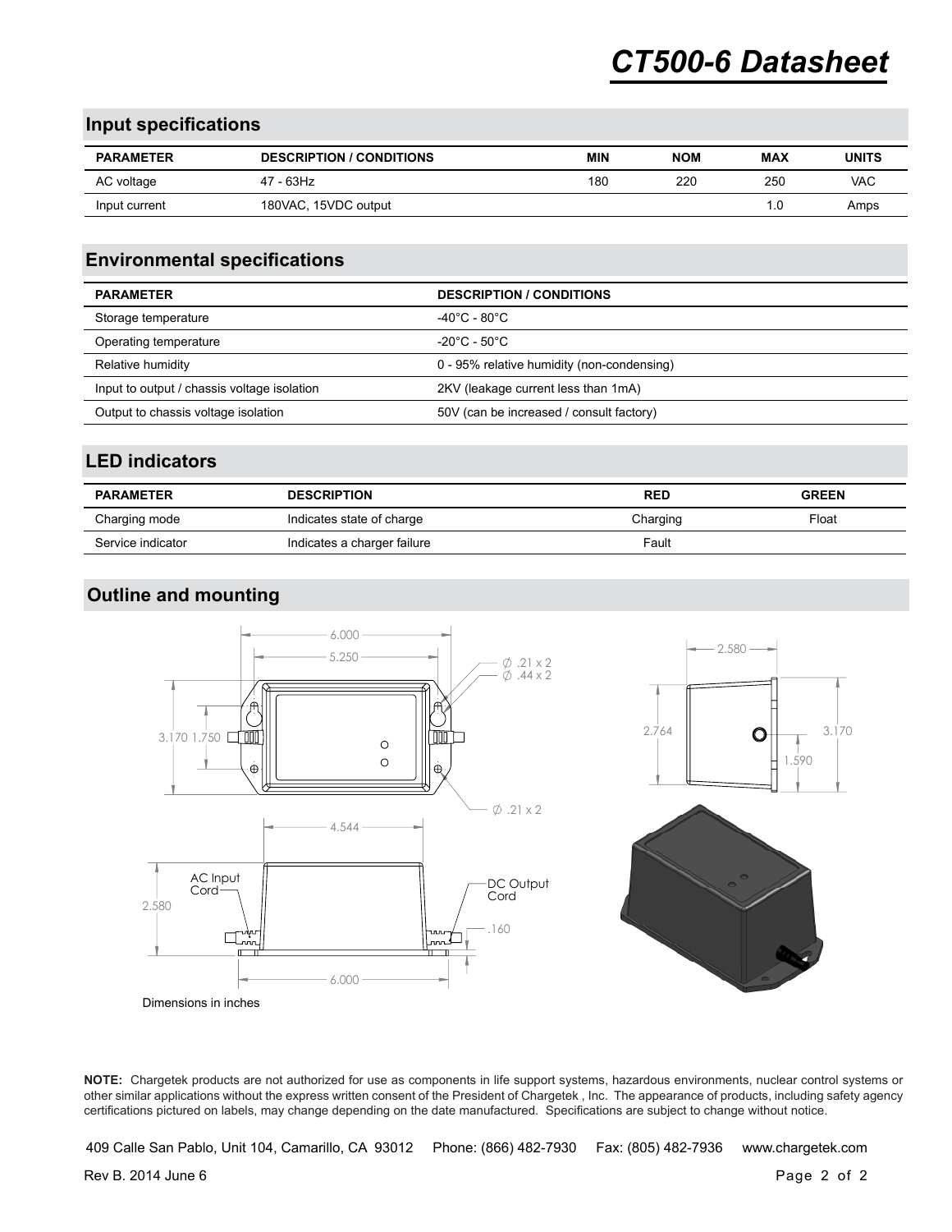# CT500-6 Datasheet

## Input specifications

| PARAMETER | DESCRIPTION / CONDITIONS | MIN | NOM | MAX | UNITS |
|---|---|---|---|---|---|
| AC voltage | 47 - 63Hz | 180 | 220 | 250 | VAC |
| Input current | 180VAC, 15VDC output | | | 1.0 | Amps |

## Environmental specifications

| PARAMETER | DESCRIPTION / CONDITIONS |
|---|---|
| Storage temperature | -40°C - 80°C |
| Operating temperature | -20°C - 50°C |
| Relative humidity | 0 - 95% relative humidity (non-condensing) |
| Input to output / chassis voltage isolation | 2KV (leakage current less than 1mA) |
| Output to chassis voltage isolation | 50V (can be increased / consult factory) |

## LED indicators

| PARAMETER | DESCRIPTION | RED | GREEN |
|---|---|---|---|
| Charging mode | Indicates state of charge | Charging | Float |
| Service indicator | Indicates a charger failure | Fault | |

## Outline and mounting

6.000
5.250
∅ .21 x 2
∅ .44 x 2
3.170
1.750
∅ .21 x 2
4.544
AC Input Cord
DC Output Cord
2.580
.160
6.000
2.580
2.764
3.170
1.590

Dimensions in inches

**NOTE:** Chargetek products are not authorized for use as components in life support systems, hazardous environments, nuclear control systems or other similar applications without the express written consent of the President of Chargetek , Inc. The appearance of products, including safety agency certifications pictured on labels, may change depending on the date manufactured. Specifications are subject to change without notice.

409 Calle San Pablo, Unit 104, Camarillo, CA 93012 Phone: (866) 482-7930 Fax: (805) 482-7936 www.chargetek.com

Rev B. 2014 June 6